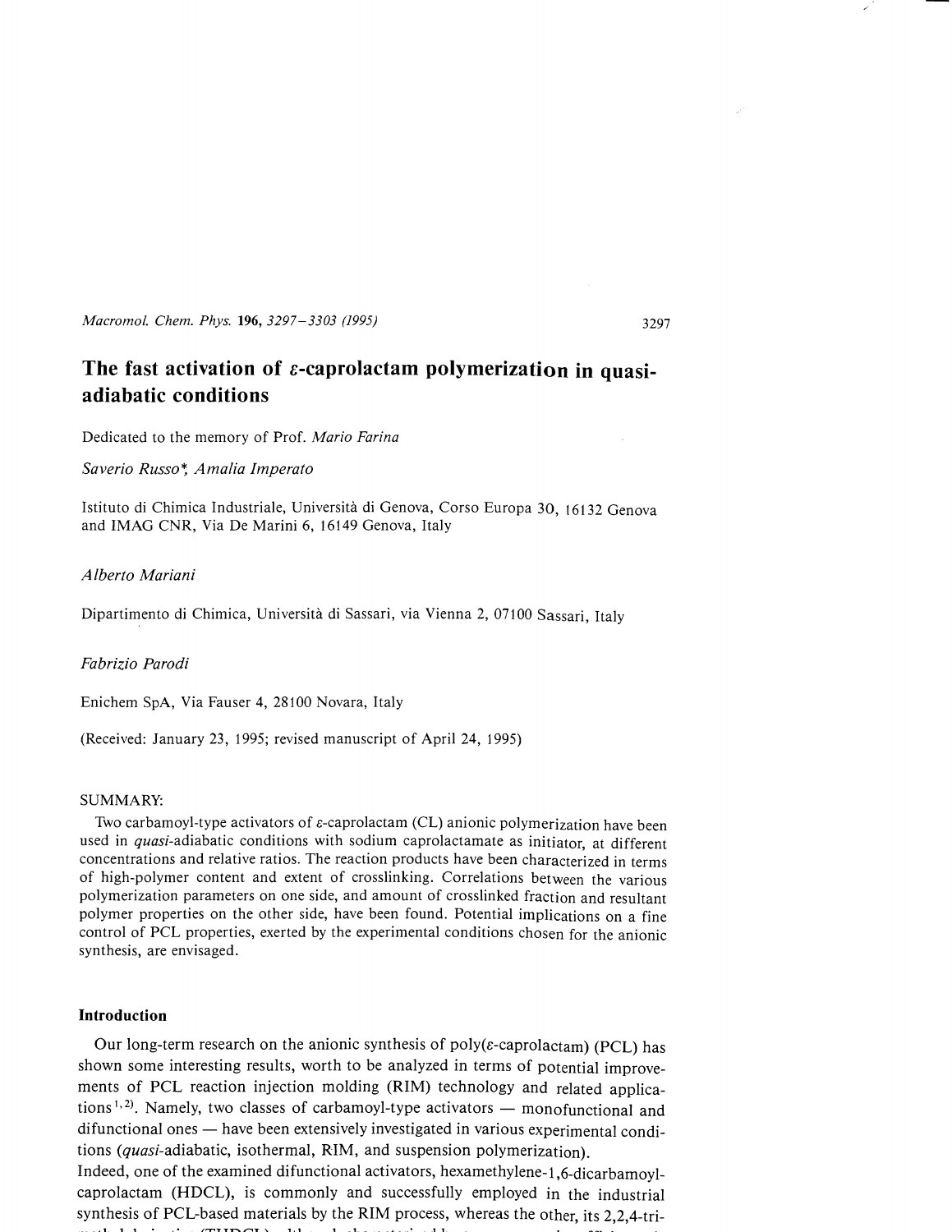# The fast activation of ε-caprolactam polymerization in quasi-adiabatic conditions

Dedicated to the memory of Prof. *Mario Farina*

*Saverio Russo*\*, *Amalia Imperato*

Istituto di Chimica Industriale, Università di Genova, Corso Europa 30, 16132 Genova and IMAG CNR, Via De Marini 6, 16149 Genova, Italy

*Alberto Mariani*

Dipartimento di Chimica, Università di Sassari, via Vienna 2, 07100 Sassari, Italy

*Fabrizio Parodi*

Enichem SpA, Via Fauser 4, 28100 Novara, Italy

(Received: January 23, 1995; revised manuscript of April 24, 1995)

SUMMARY:

Two carbamoyl-type activators of ε-caprolactam (CL) anionic polymerization have been used in *quasi*-adiabatic conditions with sodium caprolactamate as initiator, at different concentrations and relative ratios. The reaction products have been characterized in terms of high-polymer content and extent of crosslinking. Correlations between the various polymerization parameters on one side, and amount of crosslinked fraction and resultant polymer properties on the other side, have been found. Potential implications on a fine control of PCL properties, exerted by the experimental conditions chosen for the anionic synthesis, are envisaged.

## Introduction

Our long-term research on the anionic synthesis of poly(ε-caprolactam) (PCL) has shown some interesting results, worth to be analyzed in terms of potential improvements of PCL reaction injection molding (RIM) technology and related applications[1,2]. Namely, two classes of carbamoyl-type activators — monofunctional and difunctional ones — have been extensively investigated in various experimental conditions (*quasi*-adiabatic, isothermal, RIM, and suspension polymerization).

Indeed, one of the examined difunctional activators, hexamethylene-1,6-dicarbamoylcaprolactam (HDCL), is commonly and successfully employed in the industrial synthesis of PCL-based materials by the RIM process, whereas the other, its 2,2,4-tri-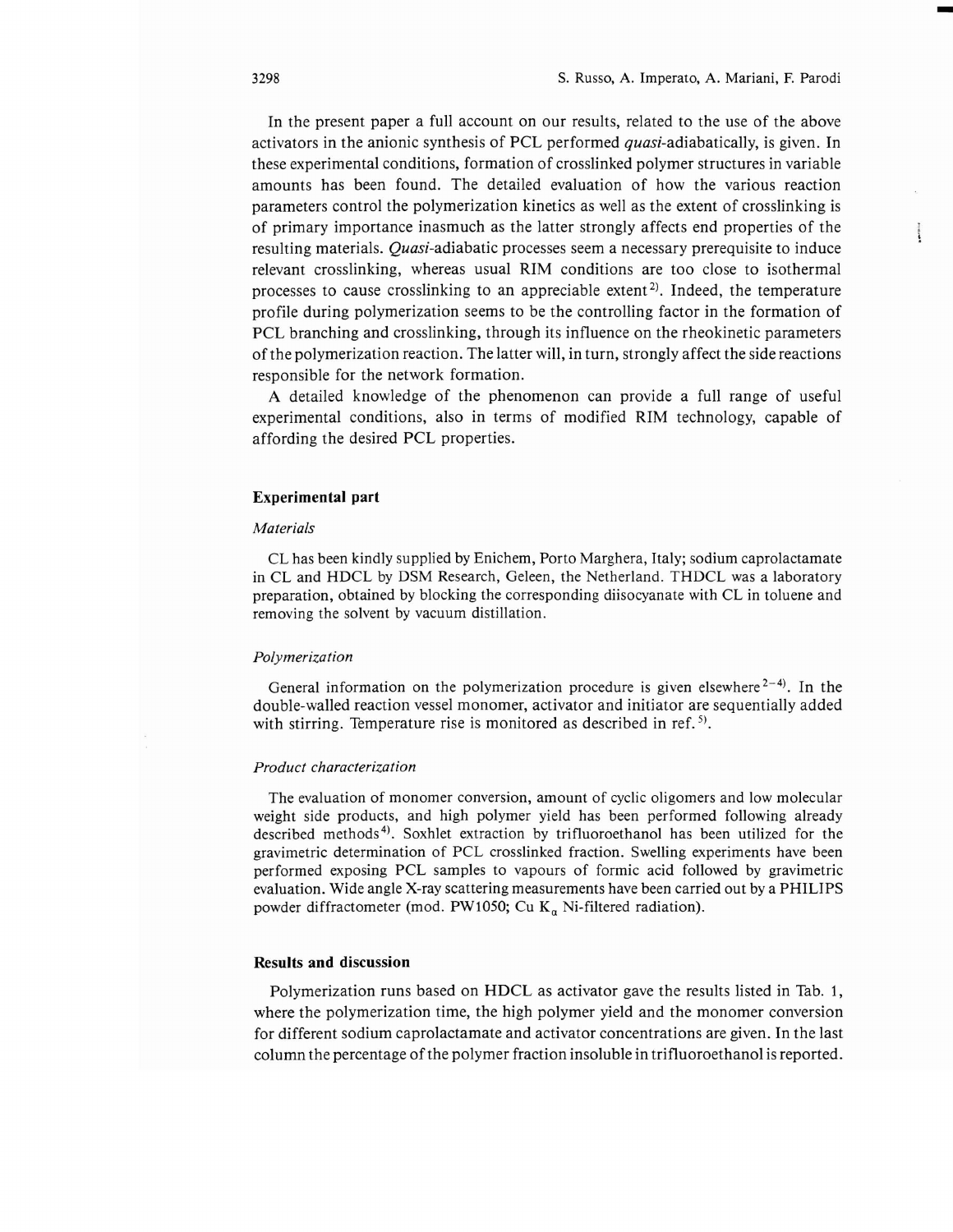In the present paper a full account on our results, related to the use of the above activators in the anionic synthesis of PCL performed *quasi*-adiabatically, is given. In these experimental conditions, formation of crosslinked polymer structures in variable amounts has been found. The detailed evaluation of how the various reaction parameters control the polymerization kinetics as well as the extent of crosslinking is of primary importance inasmuch as the latter strongly affects end properties of the resulting materials. *Quasi*-adiabatic processes seem a necessary prerequisite to induce relevant crosslinking, whereas usual RIM conditions are too close to isothermal processes to cause crosslinking to an appreciable extent[2]. Indeed, the temperature profile during polymerization seems to be the controlling factor in the formation of PCL branching and crosslinking, through its influence on the rheokinetic parameters of the polymerization reaction. The latter will, in turn, strongly affect the side reactions responsible for the network formation.

A detailed knowledge of the phenomenon can provide a full range of useful experimental conditions, also in terms of modified RIM technology, capable of affording the desired PCL properties.

## Experimental part

### *Materials*

CL has been kindly supplied by Enichem, Porto Marghera, Italy; sodium caprolactamate in CL and HDCL by DSM Research, Geleen, the Netherland. THDCL was a laboratory preparation, obtained by blocking the corresponding diisocyanate with CL in toluene and removing the solvent by vacuum distillation.

### *Polymerization*

General information on the polymerization procedure is given elsewhere[2–4]. In the double-walled reaction vessel monomer, activator and initiator are sequentially added with stirring. Temperature rise is monitored as described in ref.[5].

### *Product characterization*

The evaluation of monomer conversion, amount of cyclic oligomers and low molecular weight side products, and high polymer yield has been performed following already described methods[4]. Soxhlet extraction by trifluoroethanol has been utilized for the gravimetric determination of PCL crosslinked fraction. Swelling experiments have been performed exposing PCL samples to vapours of formic acid followed by gravimetric evaluation. Wide angle X-ray scattering measurements have been carried out by a PHILIPS powder diffractometer (mod. PW1050; Cu $K_\alpha$ Ni-filtered radiation).

## Results and discussion

Polymerization runs based on HDCL as activator gave the results listed in Tab. 1, where the polymerization time, the high polymer yield and the monomer conversion for different sodium caprolactamate and activator concentrations are given. In the last column the percentage of the polymer fraction insoluble in trifluoroethanol is reported.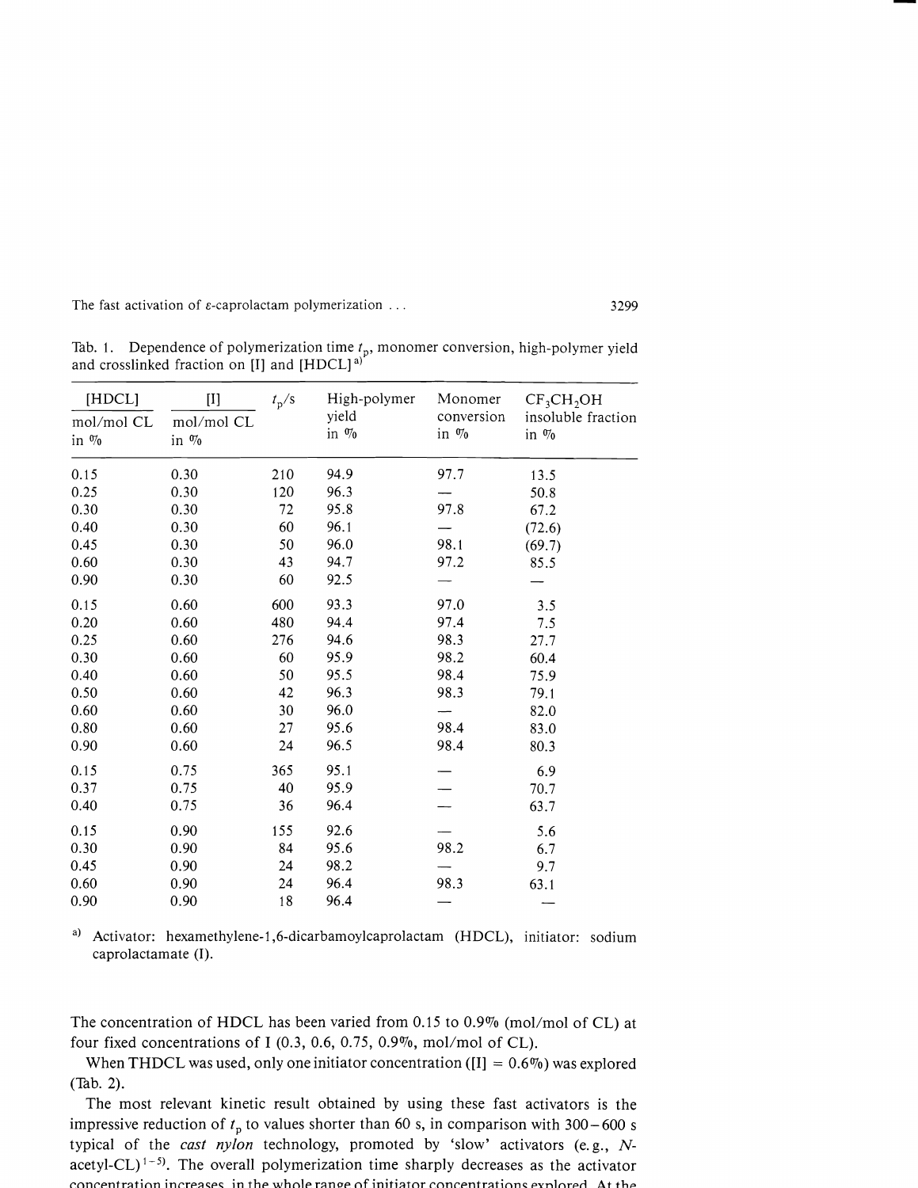Tab. 1. Dependence of polymerization time $t_p$, monomer conversion, high-polymer yield and crosslinked fraction on [I] and [HDCL][a)]

| [HDCL] mol/mol CL in % | [I] mol/mol CL in % | $t_p$/s | High-polymer yield in % | Monomer conversion in % | $CF_3CH_2OH$ insoluble fraction in % |
|---|---|---|---|---|---|
| 0.15 | 0.30 | 210 | 94.9 | 97.7 | 13.5 |
| 0.25 | 0.30 | 120 | 96.3 | — | 50.8 |
| 0.30 | 0.30 | 72 | 95.8 | 97.8 | 67.2 |
| 0.40 | 0.30 | 60 | 96.1 | — | (72.6) |
| 0.45 | 0.30 | 50 | 96.0 | 98.1 | (69.7) |
| 0.60 | 0.30 | 43 | 94.7 | 97.2 | 85.5 |
| 0.90 | 0.30 | 60 | 92.5 | — | — |
| 0.15 | 0.60 | 600 | 93.3 | 97.0 | 3.5 |
| 0.20 | 0.60 | 480 | 94.4 | 97.4 | 7.5 |
| 0.25 | 0.60 | 276 | 94.6 | 98.3 | 27.7 |
| 0.30 | 0.60 | 60 | 95.9 | 98.2 | 60.4 |
| 0.40 | 0.60 | 50 | 95.5 | 98.4 | 75.9 |
| 0.50 | 0.60 | 42 | 96.3 | 98.3 | 79.1 |
| 0.60 | 0.60 | 30 | 96.0 | — | 82.0 |
| 0.80 | 0.60 | 27 | 95.6 | 98.4 | 83.0 |
| 0.90 | 0.60 | 24 | 96.5 | 98.4 | 80.3 |
| 0.15 | 0.75 | 365 | 95.1 | — | 6.9 |
| 0.37 | 0.75 | 40 | 95.9 | — | 70.7 |
| 0.40 | 0.75 | 36 | 96.4 | — | 63.7 |
| 0.15 | 0.90 | 155 | 92.6 | — | 5.6 |
| 0.30 | 0.90 | 84 | 95.6 | 98.2 | 6.7 |
| 0.45 | 0.90 | 24 | 98.2 | — | 9.7 |
| 0.60 | 0.90 | 24 | 96.4 | 98.3 | 63.1 |
| 0.90 | 0.90 | 18 | 96.4 | — | — |

[a)] Activator: hexamethylene-1,6-dicarbamoylcaprolactam (HDCL), initiator: sodium caprolactamate (I).

The concentration of HDCL has been varied from 0.15 to 0.9% (mol/mol of CL) at four fixed concentrations of I (0.3, 0.6, 0.75, 0.9%, mol/mol of CL).

When THDCL was used, only one initiator concentration ([I] = 0.6%) was explored (Tab. 2).

The most relevant kinetic result obtained by using these fast activators is the impressive reduction of $t_p$ to values shorter than 60 s, in comparison with 300–600 s typical of the *cast nylon* technology, promoted by 'slow' activators (e.g., *N*-acetyl-CL)[1–5]. The overall polymerization time sharply decreases as the activator concentration increases in the whole range of initiator concentrations explored. At the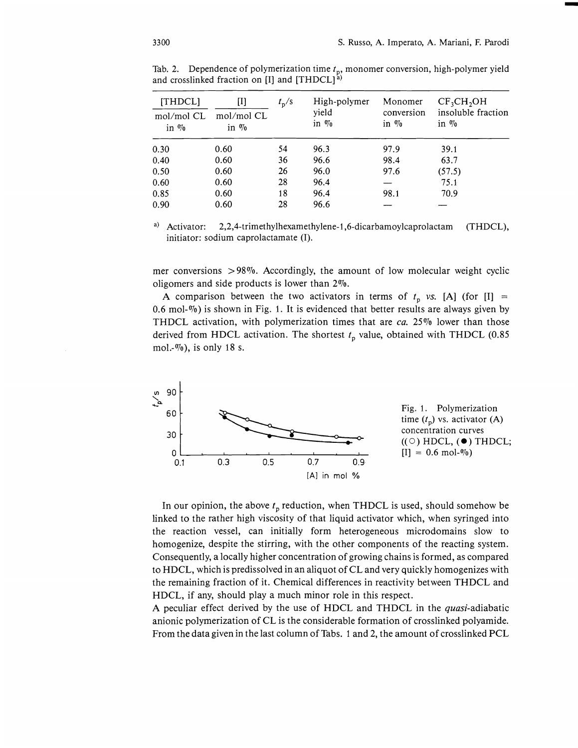Tab. 2. Dependence of polymerization time $t_p$, monomer conversion, high-polymer yield and crosslinked fraction on [I] and [THDCL][a)]

| [THDCL] mol/mol CL in % | [I] mol/mol CL in % | $t_p$/s | High-polymer yield in % | Monomer conversion in % | $CF_3CH_2OH$ insoluble fraction in % |
|---|---|---|---|---|---|
| 0.30 | 0.60 | 54 | 96.3 | 97.9 | 39.1 |
| 0.40 | 0.60 | 36 | 96.6 | 98.4 | 63.7 |
| 0.50 | 0.60 | 26 | 96.0 | 97.6 | (57.5) |
| 0.60 | 0.60 | 28 | 96.4 | — | 75.1 |
| 0.85 | 0.60 | 18 | 96.4 | 98.1 | 70.9 |
| 0.90 | 0.60 | 28 | 96.6 | — | — |

a) Activator: 2,2,4-trimethylhexamethylene-1,6-dicarbamoylcaprolactam (THDCL), initiator: sodium caprolactamate (I).

mer conversions >98%. Accordingly, the amount of low molecular weight cyclic oligomers and side products is lower than 2%.

A comparison between the two activators in terms of $t_p$ *vs.* [A] (for [I] = 0.6 mol-%) is shown in Fig. 1. It is evidenced that better results are always given by THDCL activation, with polymerization times that are *ca.* 25% lower than those derived from HDCL activation. The shortest $t_p$ value, obtained with THDCL (0.85 mol.-%), is only 18 s.

Fig. 1. Polymerization time ($t_p$) vs. activator (A) concentration curves ((○) HDCL, (●) THDCL; [I] = 0.6 mol-%)

In our opinion, the above $t_p$ reduction, when THDCL is used, should somehow be linked to the rather high viscosity of that liquid activator which, when syringed into the reaction vessel, can initially form heterogeneous microdomains slow to homogenize, despite the stirring, with the other components of the reacting system. Consequently, a locally higher concentration of growing chains is formed, as compared to HDCL, which is predissolved in an aliquot of CL and very quickly homogenizes with the remaining fraction of it. Chemical differences in reactivity between THDCL and HDCL, if any, should play a much minor role in this respect.

A peculiar effect derived by the use of HDCL and THDCL in the *quasi*-adiabatic anionic polymerization of CL is the considerable formation of crosslinked polyamide. From the data given in the last column of Tabs. 1 and 2, the amount of crosslinked PCL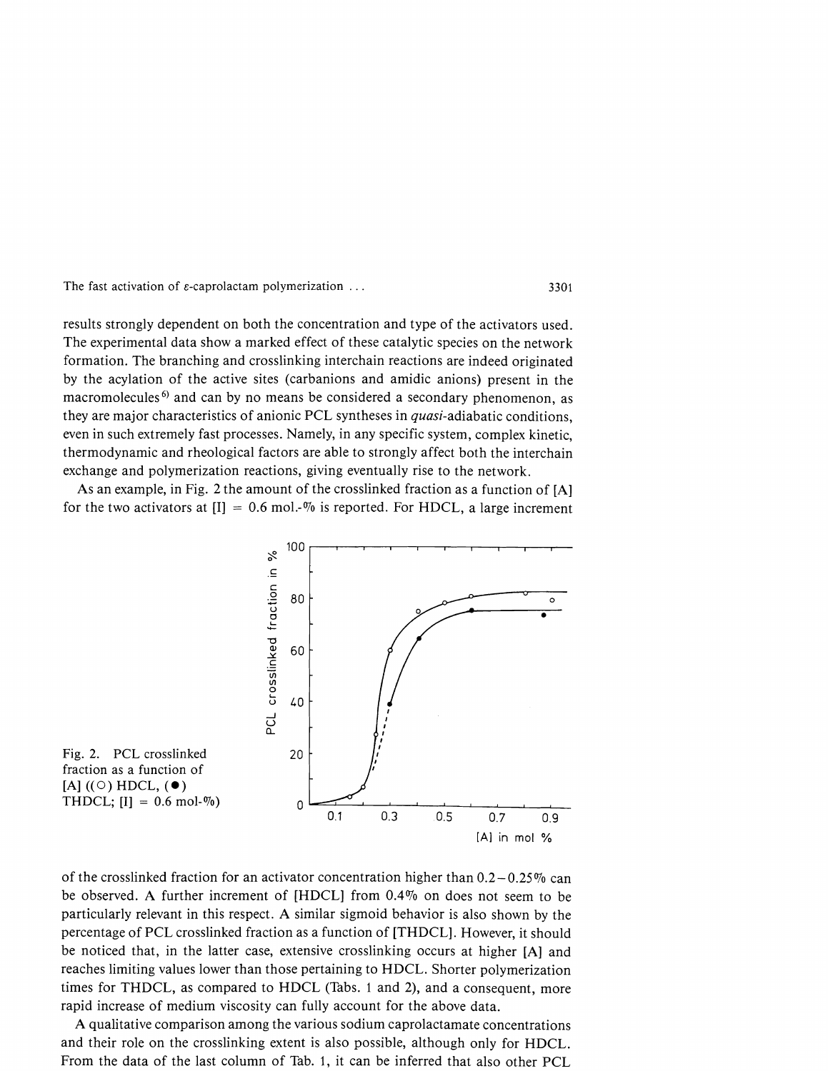results strongly dependent on both the concentration and type of the activators used. The experimental data show a marked effect of these catalytic species on the network formation. The branching and crosslinking interchain reactions are indeed originated by the acylation of the active sites (carbanions and amidic anions) present in the macromolecules[6] and can by no means be considered a secondary phenomenon, as they are major characteristics of anionic PCL syntheses in *quasi*-adiabatic conditions, even in such extremely fast processes. Namely, in any specific system, complex kinetic, thermodynamic and rheological factors are able to strongly affect both the interchain exchange and polymerization reactions, giving eventually rise to the network.

As an example, in Fig. 2 the amount of the crosslinked fraction as a function of [A] for the two activators at [I] = 0.6 mol.-% is reported. For HDCL, a large increment of the crosslinked fraction for an activator concentration higher than 0.2–0.25% can be observed. A further increment of [HDCL] from 0.4% on does not seem to be particularly relevant in this respect. A similar sigmoid behavior is also shown by the percentage of PCL crosslinked fraction as a function of [THDCL]. However, it should be noticed that, in the latter case, extensive crosslinking occurs at higher [A] and reaches limiting values lower than those pertaining to HDCL. Shorter polymerization times for THDCL, as compared to HDCL (Tabs. 1 and 2), and a consequent, more rapid increase of medium viscosity can fully account for the above data.

Fig. 2. PCL crosslinked fraction as a function of [A] ((○) HDCL, (●) THDCL; [I] = 0.6 mol-%)

A qualitative comparison among the various sodium caprolactamate concentrations and their role on the crosslinking extent is also possible, although only for HDCL. From the data of the last column of Tab. 1, it can be inferred that also other PCL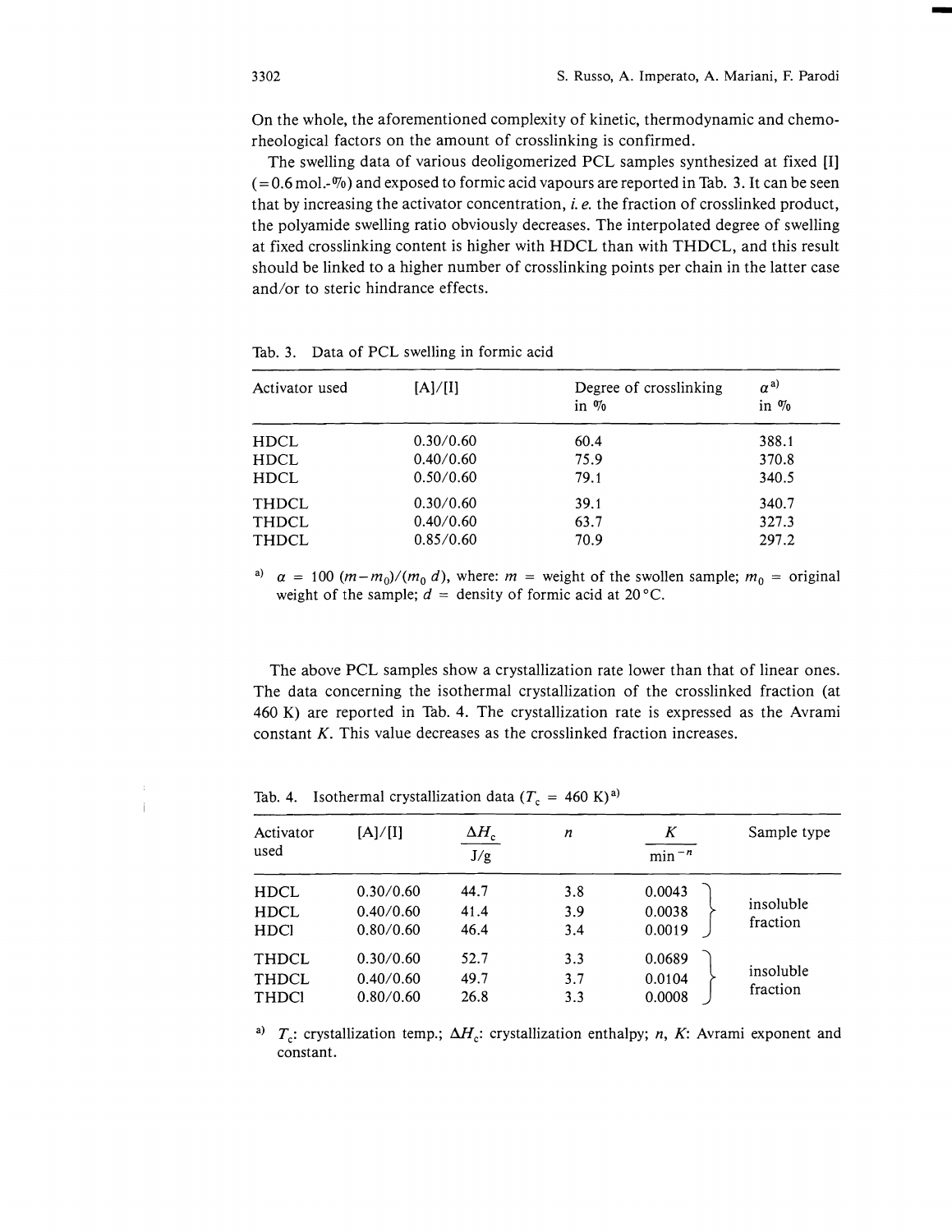On the whole, the aforementioned complexity of kinetic, thermodynamic and chemo-rheological factors on the amount of crosslinking is confirmed.

The swelling data of various deoligomerized PCL samples synthesized at fixed [I] (= 0.6 mol.-%) and exposed to formic acid vapours are reported in Tab. 3. It can be seen that by increasing the activator concentration, *i.e.* the fraction of crosslinked product, the polyamide swelling ratio obviously decreases. The interpolated degree of swelling at fixed crosslinking content is higher with HDCL than with THDCL, and this result should be linked to a higher number of crosslinking points per chain in the latter case and/or to steric hindrance effects.

Tab. 3. Data of PCL swelling in formic acid

| Activator used | [A]/[I] | Degree of crosslinking in % | $\alpha$ [a] in % |
|---|---|---|---|
| HDCL | 0.30/0.60 | 60.4 | 388.1 |
| HDCL | 0.40/0.60 | 75.9 | 370.8 |
| HDCL | 0.50/0.60 | 79.1 | 340.5 |
| THDCL | 0.30/0.60 | 39.1 | 340.7 |
| THDCL | 0.40/0.60 | 63.7 | 327.3 |
| THDCL | 0.85/0.60 | 70.9 | 297.2 |

[a] $\alpha = 100\,(m - m_0)/(m_0\,d)$, where: $m$ = weight of the swollen sample; $m_0$ = original weight of the sample; $d$ = density of formic acid at 20 °C.

The above PCL samples show a crystallization rate lower than that of linear ones. The data concerning the isothermal crystallization of the crosslinked fraction (at 460 K) are reported in Tab. 4. The crystallization rate is expressed as the Avrami constant $K$. This value decreases as the crosslinked fraction increases.

Tab. 4. Isothermal crystallization data ($T_c$ = 460 K) [a]

| Activator used | [A]/[I] | $\Delta H_c$ / J/g | $n$ | $K$ / $\mathrm{min}^{-n}$ | Sample type |
|---|---|---|---|---|---|
| HDCL | 0.30/0.60 | 44.7 | 3.8 | 0.0043 | insoluble fraction |
| HDCL | 0.40/0.60 | 41.4 | 3.9 | 0.0038 | |
| HDCl | 0.80/0.60 | 46.4 | 3.4 | 0.0019 | |
| THDCL | 0.30/0.60 | 52.7 | 3.3 | 0.0689 | insoluble fraction |
| THDCL | 0.40/0.60 | 49.7 | 3.7 | 0.0104 | |
| THDCl | 0.80/0.60 | 26.8 | 3.3 | 0.0008 | |

[a] $T_c$: crystallization temp.; $\Delta H_c$: crystallization enthalpy; $n$, $K$: Avrami exponent and constant.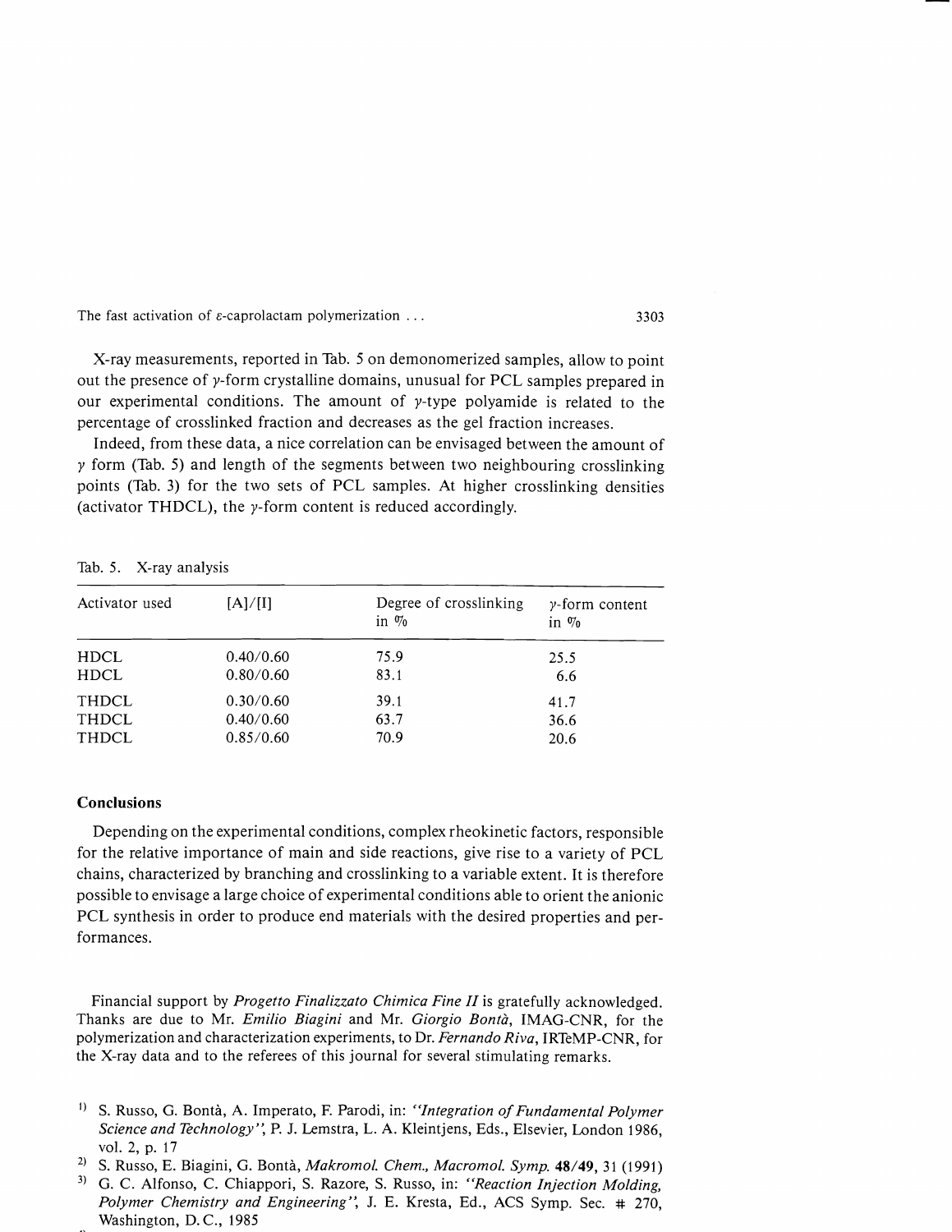X-ray measurements, reported in Tab. 5 on demonomerized samples, allow to point out the presence of $\gamma$-form crystalline domains, unusual for PCL samples prepared in our experimental conditions. The amount of $\gamma$-type polyamide is related to the percentage of crosslinked fraction and decreases as the gel fraction increases.

Indeed, from these data, a nice correlation can be envisaged between the amount of $\gamma$ form (Tab. 5) and length of the segments between two neighbouring crosslinking points (Tab. 3) for the two sets of PCL samples. At higher crosslinking densities (activator THDCL), the $\gamma$-form content is reduced accordingly.

Tab. 5. X-ray analysis

| Activator used | [A]/[I] | Degree of crosslinking in % | $\gamma$-form content in % |
|---|---|---|---|
| HDCL | 0.40/0.60 | 75.9 | 25.5 |
| HDCL | 0.80/0.60 | 83.1 | 6.6 |
| THDCL | 0.30/0.60 | 39.1 | 41.7 |
| THDCL | 0.40/0.60 | 63.7 | 36.6 |
| THDCL | 0.85/0.60 | 70.9 | 20.6 |

## Conclusions

Depending on the experimental conditions, complex rheokinetic factors, responsible for the relative importance of main and side reactions, give rise to a variety of PCL chains, characterized by branching and crosslinking to a variable extent. It is therefore possible to envisage a large choice of experimental conditions able to orient the anionic PCL synthesis in order to produce end materials with the desired properties and performances.

Financial support by *Progetto Finalizzato Chimica Fine II* is gratefully acknowledged. Thanks are due to Mr. *Emilio Biagini* and Mr. *Giorgio Bontà*, IMAG-CNR, for the polymerization and characterization experiments, to Dr. *Fernando Riva*, IRTeMP-CNR, for the X-ray data and to the referees of this journal for several stimulating remarks.

[1] S. Russo, G. Bontà, A. Imperato, F. Parodi, in: *"Integration of Fundamental Polymer Science and Technology"*, P. J. Lemstra, L. A. Kleintjens, Eds., Elsevier, London 1986, vol. 2, p. 17

[2] S. Russo, E. Biagini, G. Bontà, *Makromol. Chem., Macromol. Symp.* **48/49**, 31 (1991)

[3] G. C. Alfonso, C. Chiappori, S. Razore, S. Russo, in: *"Reaction Injection Molding, Polymer Chemistry and Engineering"*, J. E. Kresta, Ed., ACS Symp. Sec. # 270, Washington, D.C., 1985